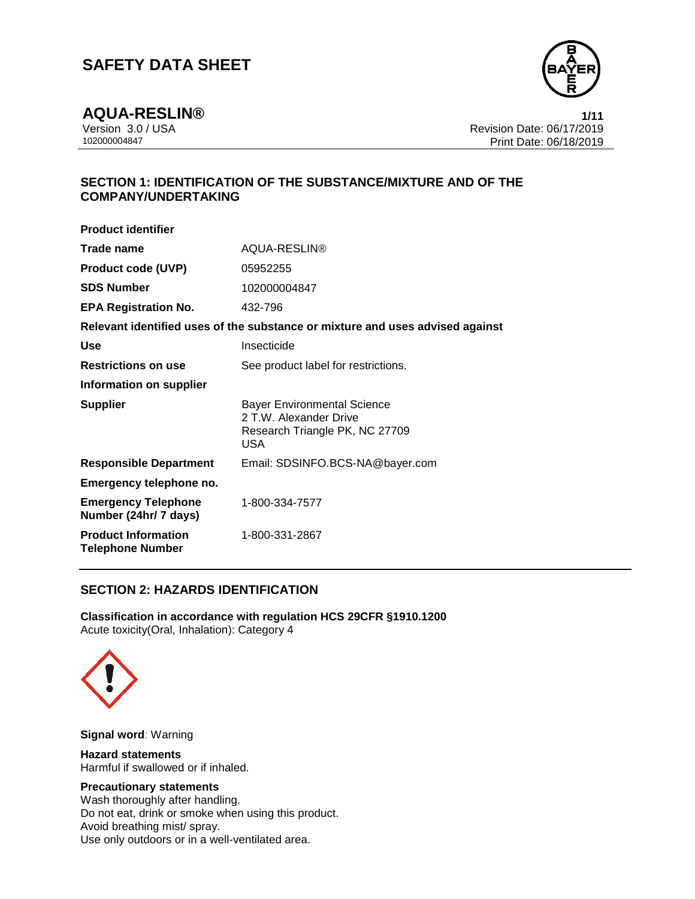# SAFETY DATA SHEET

## AQUA-RESLIN®

Version 3.0 / USA
102000004847

Revision Date: 06/17/2019
Print Date: 06/18/2019

## SECTION 1: IDENTIFICATION OF THE SUBSTANCE/MIXTURE AND OF THE COMPANY/UNDERTAKING

**Product identifier**

| | |
|---|---|
| **Trade name** | AQUA-RESLIN® |
| **Product code (UVP)** | 05952255 |
| **SDS Number** | 102000004847 |
| **EPA Registration No.** | 432-796 |

**Relevant identified uses of the substance or mixture and uses advised against**

| | |
|---|---|
| **Use** | Insecticide |
| **Restrictions on use** | See product label for restrictions. |

**Information on supplier**

| | |
|---|---|
| **Supplier** | Bayer Environmental Science<br>2 T.W. Alexander Drive<br>Research Triangle PK, NC 27709<br>USA |
| **Responsible Department** | Email: SDSINFO.BCS-NA@bayer.com |

**Emergency telephone no.**

| | |
|---|---|
| **Emergency Telephone Number (24hr/ 7 days)** | 1-800-334-7577 |
| **Product Information Telephone Number** | 1-800-331-2867 |

## SECTION 2: HAZARDS IDENTIFICATION

**Classification in accordance with regulation HCS 29CFR §1910.1200**
Acute toxicity(Oral, Inhalation): Category 4

**Signal word**: Warning

**Hazard statements**
Harmful if swallowed or if inhaled.

**Precautionary statements**
Wash thoroughly after handling.
Do not eat, drink or smoke when using this product.
Avoid breathing mist/ spray.
Use only outdoors or in a well-ventilated area.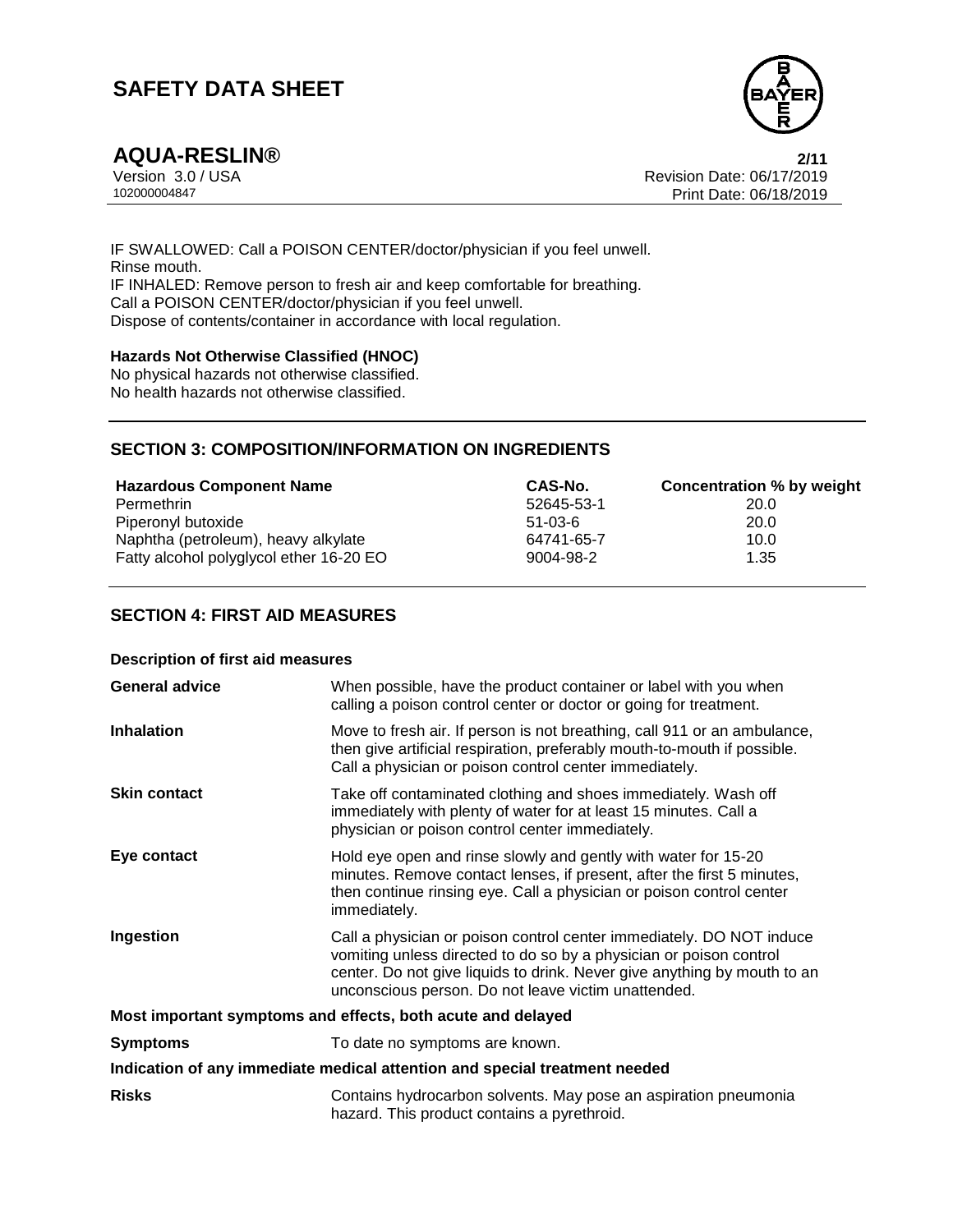IF SWALLOWED: Call a POISON CENTER/doctor/physician if you feel unwell.
Rinse mouth.
IF INHALED: Remove person to fresh air and keep comfortable for breathing.
Call a POISON CENTER/doctor/physician if you feel unwell.
Dispose of contents/container in accordance with local regulation.

**Hazards Not Otherwise Classified (HNOC)**
No physical hazards not otherwise classified.
No health hazards not otherwise classified.

## SECTION 3: COMPOSITION/INFORMATION ON INGREDIENTS

| Hazardous Component Name | CAS-No. | Concentration % by weight |
|---|---|---|
| Permethrin | 52645-53-1 | 20.0 |
| Piperonyl butoxide | 51-03-6 | 20.0 |
| Naphtha (petroleum), heavy alkylate | 64741-65-7 | 10.0 |
| Fatty alcohol polyglycol ether 16-20 EO | 9004-98-2 | 1.35 |

## SECTION 4: FIRST AID MEASURES

**Description of first aid measures**

**General advice** When possible, have the product container or label with you when calling a poison control center or doctor or going for treatment.

**Inhalation** Move to fresh air. If person is not breathing, call 911 or an ambulance, then give artificial respiration, preferably mouth-to-mouth if possible. Call a physician or poison control center immediately.

**Skin contact** Take off contaminated clothing and shoes immediately. Wash off immediately with plenty of water for at least 15 minutes. Call a physician or poison control center immediately.

**Eye contact** Hold eye open and rinse slowly and gently with water for 15-20 minutes. Remove contact lenses, if present, after the first 5 minutes, then continue rinsing eye. Call a physician or poison control center immediately.

**Ingestion** Call a physician or poison control center immediately. DO NOT induce vomiting unless directed to do so by a physician or poison control center. Do not give liquids to drink. Never give anything by mouth to an unconscious person. Do not leave victim unattended.

**Most important symptoms and effects, both acute and delayed**

**Symptoms** To date no symptoms are known.

**Indication of any immediate medical attention and special treatment needed**

**Risks** Contains hydrocarbon solvents. May pose an aspiration pneumonia hazard. This product contains a pyrethroid.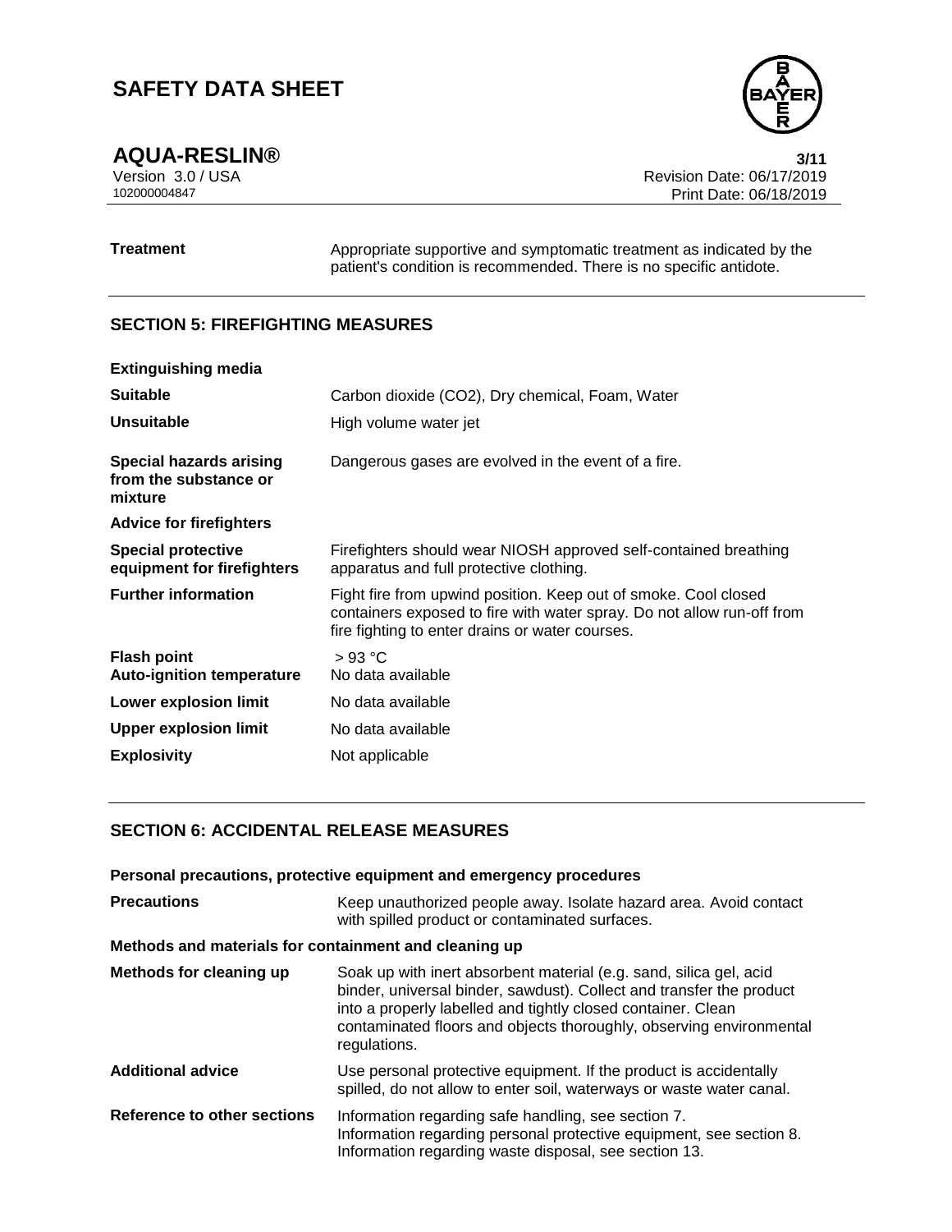| | |
|---|---|
| **Treatment** | Appropriate supportive and symptomatic treatment as indicated by the patient's condition is recommended. There is no specific antidote. |

## SECTION 5: FIREFIGHTING MEASURES

| | |
|---|---|
| **Extinguishing media** | |
| **Suitable** | Carbon dioxide (CO2), Dry chemical, Foam, Water |
| **Unsuitable** | High volume water jet |
| **Special hazards arising from the substance or mixture** | Dangerous gases are evolved in the event of a fire. |
| **Advice for firefighters** | |
| **Special protective equipment for firefighters** | Firefighters should wear NIOSH approved self-contained breathing apparatus and full protective clothing. |
| **Further information** | Fight fire from upwind position. Keep out of smoke. Cool closed containers exposed to fire with water spray. Do not allow run-off from fire fighting to enter drains or water courses. |
| **Flash point** | > 93 °C |
| **Auto-ignition temperature** | No data available |
| **Lower explosion limit** | No data available |
| **Upper explosion limit** | No data available |
| **Explosivity** | Not applicable |

## SECTION 6: ACCIDENTAL RELEASE MEASURES

**Personal precautions, protective equipment and emergency procedures**

| | |
|---|---|
| **Precautions** | Keep unauthorized people away. Isolate hazard area. Avoid contact with spilled product or contaminated surfaces. |

**Methods and materials for containment and cleaning up**

| | |
|---|---|
| **Methods for cleaning up** | Soak up with inert absorbent material (e.g. sand, silica gel, acid binder, universal binder, sawdust). Collect and transfer the product into a properly labelled and tightly closed container. Clean contaminated floors and objects thoroughly, observing environmental regulations. |
| **Additional advice** | Use personal protective equipment. If the product is accidentally spilled, do not allow to enter soil, waterways or waste water canal. |
| **Reference to other sections** | Information regarding safe handling, see section 7. Information regarding personal protective equipment, see section 8. Information regarding waste disposal, see section 13. |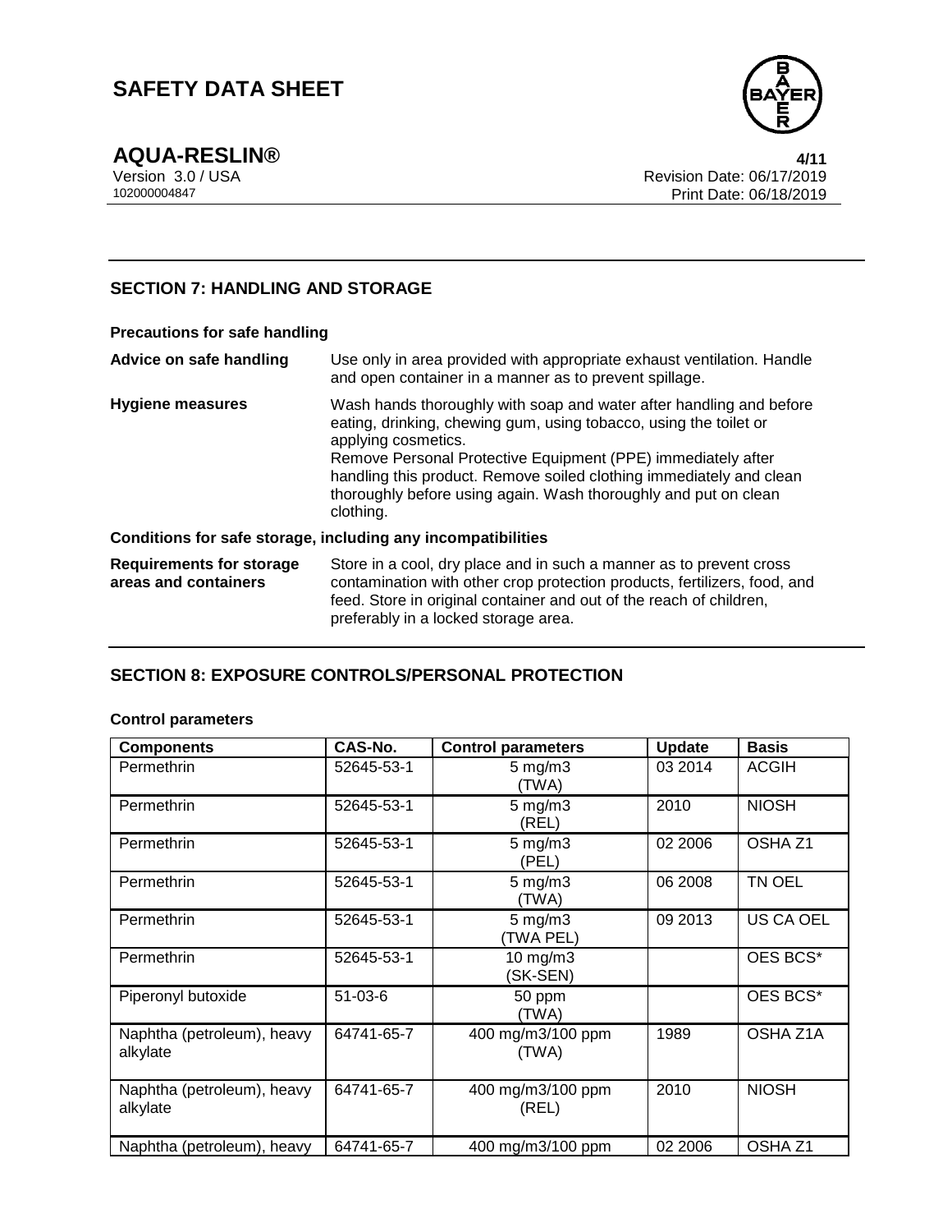## SECTION 7: HANDLING AND STORAGE

**Precautions for safe handling**

**Advice on safe handling** Use only in area provided with appropriate exhaust ventilation. Handle and open container in a manner as to prevent spillage.

**Hygiene measures** Wash hands thoroughly with soap and water after handling and before eating, drinking, chewing gum, using tobacco, using the toilet or applying cosmetics.
Remove Personal Protective Equipment (PPE) immediately after handling this product. Remove soiled clothing immediately and clean thoroughly before using again. Wash thoroughly and put on clean clothing.

**Conditions for safe storage, including any incompatibilities**

**Requirements for storage areas and containers** Store in a cool, dry place and in such a manner as to prevent cross contamination with other crop protection products, fertilizers, food, and feed. Store in original container and out of the reach of children, preferably in a locked storage area.

## SECTION 8: EXPOSURE CONTROLS/PERSONAL PROTECTION

**Control parameters**

| Components | CAS-No. | Control parameters | Update | Basis |
|---|---|---|---|---|
| Permethrin | 52645-53-1 | 5 mg/m3 (TWA) | 03 2014 | ACGIH |
| Permethrin | 52645-53-1 | 5 mg/m3 (REL) | 2010 | NIOSH |
| Permethrin | 52645-53-1 | 5 mg/m3 (PEL) | 02 2006 | OSHA Z1 |
| Permethrin | 52645-53-1 | 5 mg/m3 (TWA) | 06 2008 | TN OEL |
| Permethrin | 52645-53-1 | 5 mg/m3 (TWA PEL) | 09 2013 | US CA OEL |
| Permethrin | 52645-53-1 | 10 mg/m3 (SK-SEN) | | OES BCS* |
| Piperonyl butoxide | 51-03-6 | 50 ppm (TWA) | | OES BCS* |
| Naphtha (petroleum), heavy alkylate | 64741-65-7 | 400 mg/m3/100 ppm (TWA) | 1989 | OSHA Z1A |
| Naphtha (petroleum), heavy alkylate | 64741-65-7 | 400 mg/m3/100 ppm (REL) | 2010 | NIOSH |
| Naphtha (petroleum), heavy | 64741-65-7 | 400 mg/m3/100 ppm | 02 2006 | OSHA Z1 |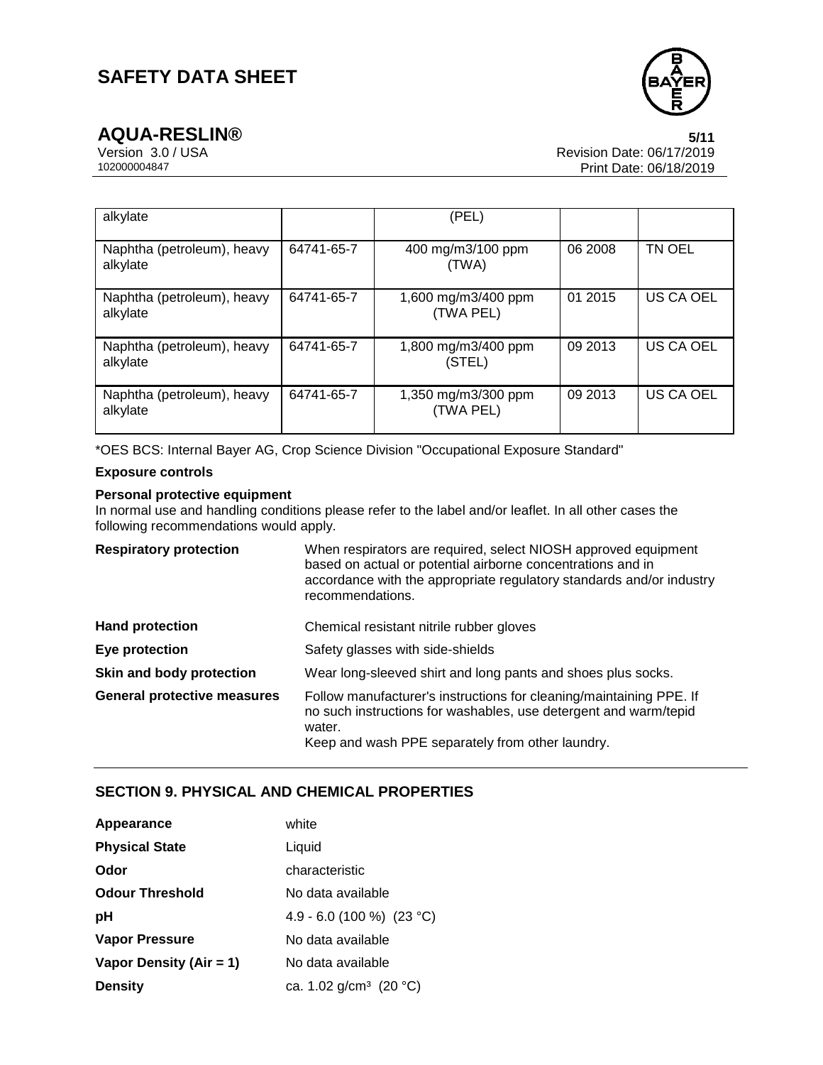| | | | | |
|---|---|---|---|---|
| alkylate | | (PEL) | | |
| Naphtha (petroleum), heavy alkylate | 64741-65-7 | 400 mg/m3/100 ppm (TWA) | 06 2008 | TN OEL |
| Naphtha (petroleum), heavy alkylate | 64741-65-7 | 1,600 mg/m3/400 ppm (TWA PEL) | 01 2015 | US CA OEL |
| Naphtha (petroleum), heavy alkylate | 64741-65-7 | 1,800 mg/m3/400 ppm (STEL) | 09 2013 | US CA OEL |
| Naphtha (petroleum), heavy alkylate | 64741-65-7 | 1,350 mg/m3/300 ppm (TWA PEL) | 09 2013 | US CA OEL |

*OES BCS: Internal Bayer AG, Crop Science Division "Occupational Exposure Standard"

**Exposure controls**

**Personal protective equipment**

In normal use and handling conditions please refer to the label and/or leaflet. In all other cases the following recommendations would apply.

| | |
|---|---|
| **Respiratory protection** | When respirators are required, select NIOSH approved equipment based on actual or potential airborne concentrations and in accordance with the appropriate regulatory standards and/or industry recommendations. |
| **Hand protection** | Chemical resistant nitrile rubber gloves |
| **Eye protection** | Safety glasses with side-shields |
| **Skin and body protection** | Wear long-sleeved shirt and long pants and shoes plus socks. |
| **General protective measures** | Follow manufacturer's instructions for cleaning/maintaining PPE. If no such instructions for washables, use detergent and warm/tepid water.<br>Keep and wash PPE separately from other laundry. |

## SECTION 9. PHYSICAL AND CHEMICAL PROPERTIES

| | |
|---|---|
| **Appearance** | white |
| **Physical State** | Liquid |
| **Odor** | characteristic |
| **Odour Threshold** | No data available |
| **pH** | 4.9 - 6.0 (100 %) (23 °C) |
| **Vapor Pressure** | No data available |
| **Vapor Density (Air = 1)** | No data available |
| **Density** | ca. 1.02 g/cm³ (20 °C) |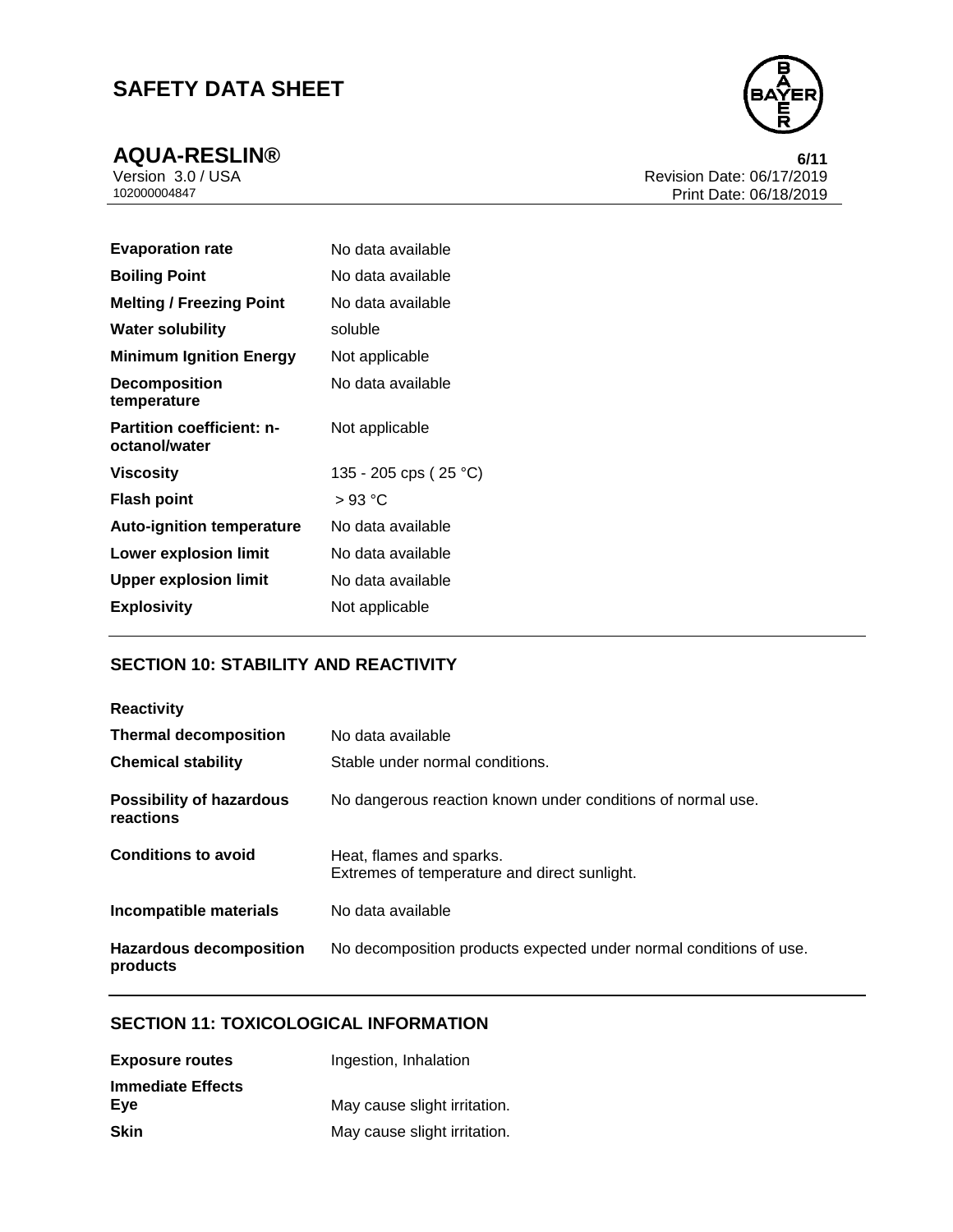| | |
|---|---|
| **Evaporation rate** | No data available |
| **Boiling Point** | No data available |
| **Melting / Freezing Point** | No data available |
| **Water solubility** | soluble |
| **Minimum Ignition Energy** | Not applicable |
| **Decomposition temperature** | No data available |
| **Partition coefficient: n-octanol/water** | Not applicable |
| **Viscosity** | 135 - 205 cps ( 25 °C) |
| **Flash point** | > 93 °C |
| **Auto-ignition temperature** | No data available |
| **Lower explosion limit** | No data available |
| **Upper explosion limit** | No data available |
| **Explosivity** | Not applicable |

## SECTION 10: STABILITY AND REACTIVITY

**Reactivity**

| | |
|---|---|
| **Thermal decomposition** | No data available |
| **Chemical stability** | Stable under normal conditions. |
| **Possibility of hazardous reactions** | No dangerous reaction known under conditions of normal use. |
| **Conditions to avoid** | Heat, flames and sparks. Extremes of temperature and direct sunlight. |
| **Incompatible materials** | No data available |
| **Hazardous decomposition products** | No decomposition products expected under normal conditions of use. |

## SECTION 11: TOXICOLOGICAL INFORMATION

| | |
|---|---|
| **Exposure routes** | Ingestion, Inhalation |

**Immediate Effects**

| | |
|---|---|
| **Eye** | May cause slight irritation. |
| **Skin** | May cause slight irritation. |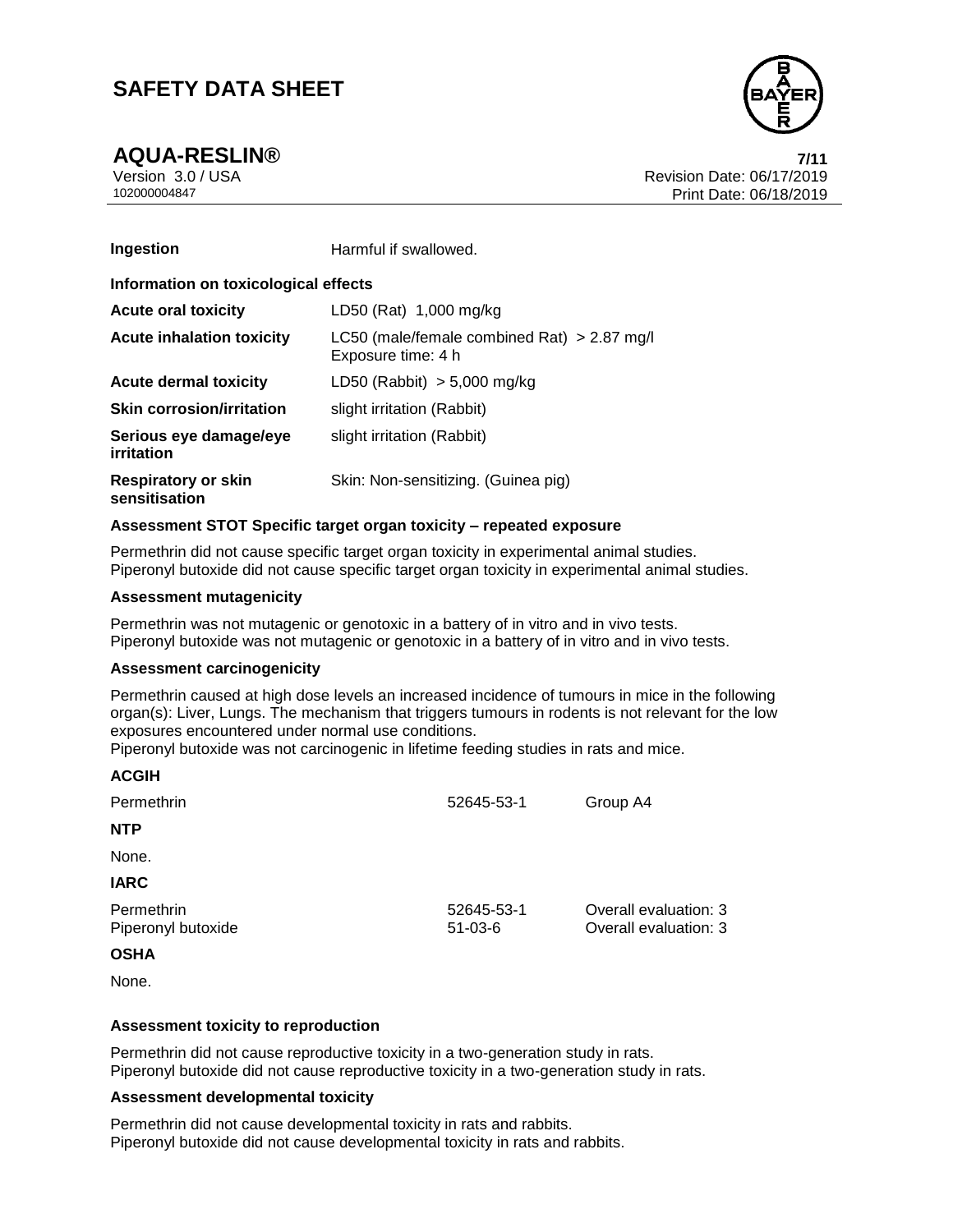| | |
|---|---|
| **Ingestion** | Harmful if swallowed. |

**Information on toxicological effects**

| | |
|---|---|
| **Acute oral toxicity** | LD50 (Rat) 1,000 mg/kg |
| **Acute inhalation toxicity** | LC50 (male/female combined Rat) > 2.87 mg/l<br>Exposure time: 4 h |
| **Acute dermal toxicity** | LD50 (Rabbit) > 5,000 mg/kg |
| **Skin corrosion/irritation** | slight irritation (Rabbit) |
| **Serious eye damage/eye irritation** | slight irritation (Rabbit) |
| **Respiratory or skin sensitisation** | Skin: Non-sensitizing. (Guinea pig) |

**Assessment STOT Specific target organ toxicity – repeated exposure**

Permethrin did not cause specific target organ toxicity in experimental animal studies.
Piperonyl butoxide did not cause specific target organ toxicity in experimental animal studies.

**Assessment mutagenicity**

Permethrin was not mutagenic or genotoxic in a battery of in vitro and in vivo tests.
Piperonyl butoxide was not mutagenic or genotoxic in a battery of in vitro and in vivo tests.

**Assessment carcinogenicity**

Permethrin caused at high dose levels an increased incidence of tumours in mice in the following organ(s): Liver, Lungs. The mechanism that triggers tumours in rodents is not relevant for the low exposures encountered under normal use conditions.
Piperonyl butoxide was not carcinogenic in lifetime feeding studies in rats and mice.

**ACGIH**

| | | |
|---|---|---|
| Permethrin | 52645-53-1 | Group A4 |

**NTP**

None.

**IARC**

| | | |
|---|---|---|
| Permethrin | 52645-53-1 | Overall evaluation: 3 |
| Piperonyl butoxide | 51-03-6 | Overall evaluation: 3 |

**OSHA**

None.

**Assessment toxicity to reproduction**

Permethrin did not cause reproductive toxicity in a two-generation study in rats.
Piperonyl butoxide did not cause reproductive toxicity in a two-generation study in rats.

**Assessment developmental toxicity**

Permethrin did not cause developmental toxicity in rats and rabbits.
Piperonyl butoxide did not cause developmental toxicity in rats and rabbits.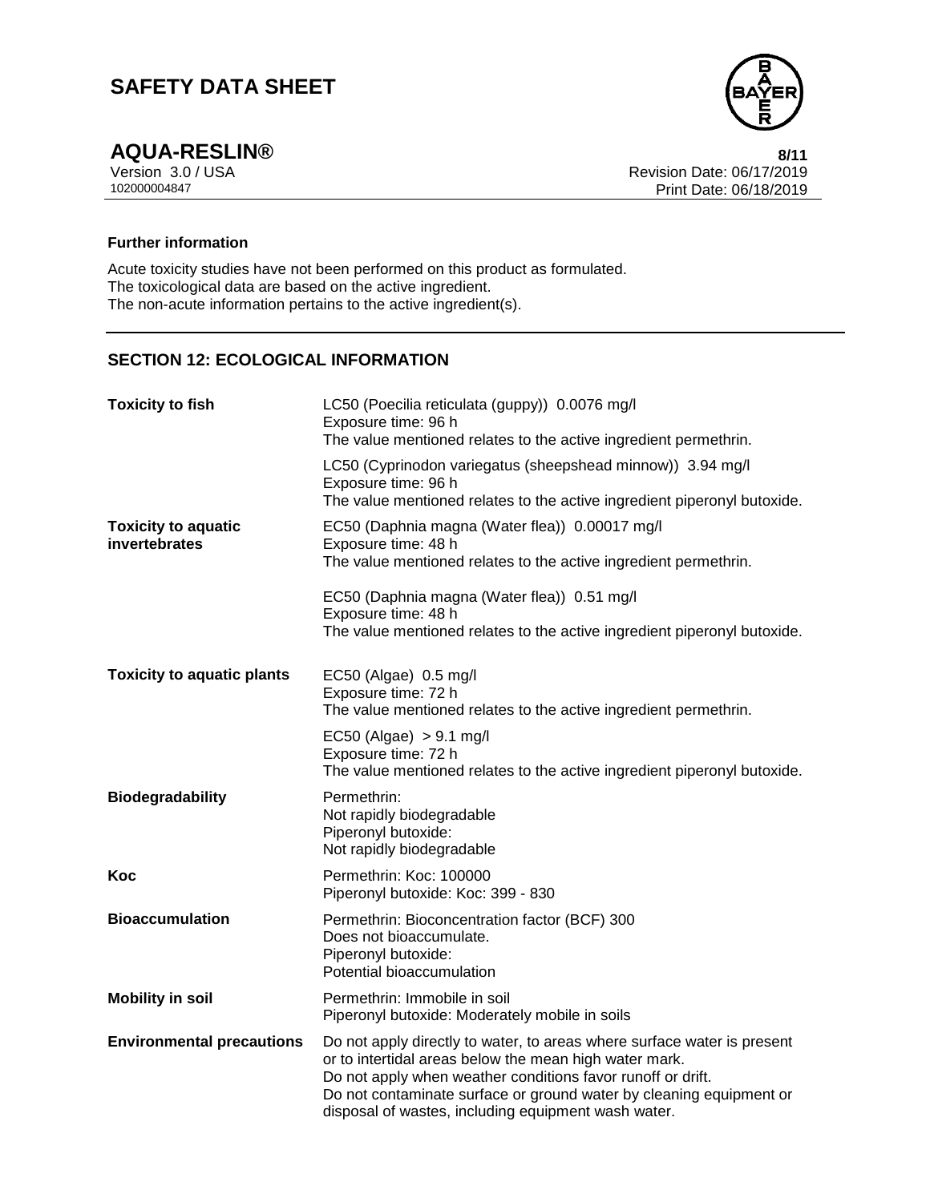### Further information

Acute toxicity studies have not been performed on this product as formulated.
The toxicological data are based on the active ingredient.
The non-acute information pertains to the active ingredient(s).

## SECTION 12: ECOLOGICAL INFORMATION

| | |
|---|---|
| **Toxicity to fish** | LC50 (Poecilia reticulata (guppy)) 0.0076 mg/l<br>Exposure time: 96 h<br>The value mentioned relates to the active ingredient permethrin.<br><br>LC50 (Cyprinodon variegatus (sheepshead minnow)) 3.94 mg/l<br>Exposure time: 96 h<br>The value mentioned relates to the active ingredient piperonyl butoxide. |
| **Toxicity to aquatic invertebrates** | EC50 (Daphnia magna (Water flea)) 0.00017 mg/l<br>Exposure time: 48 h<br>The value mentioned relates to the active ingredient permethrin.<br><br>EC50 (Daphnia magna (Water flea)) 0.51 mg/l<br>Exposure time: 48 h<br>The value mentioned relates to the active ingredient piperonyl butoxide. |
| **Toxicity to aquatic plants** | EC50 (Algae) 0.5 mg/l<br>Exposure time: 72 h<br>The value mentioned relates to the active ingredient permethrin.<br><br>EC50 (Algae) > 9.1 mg/l<br>Exposure time: 72 h<br>The value mentioned relates to the active ingredient piperonyl butoxide. |
| **Biodegradability** | Permethrin:<br>Not rapidly biodegradable<br>Piperonyl butoxide:<br>Not rapidly biodegradable |
| **Koc** | Permethrin: Koc: 100000<br>Piperonyl butoxide: Koc: 399 - 830 |
| **Bioaccumulation** | Permethrin: Bioconcentration factor (BCF) 300<br>Does not bioaccumulate.<br>Piperonyl butoxide:<br>Potential bioaccumulation |
| **Mobility in soil** | Permethrin: Immobile in soil<br>Piperonyl butoxide: Moderately mobile in soils |
| **Environmental precautions** | Do not apply directly to water, to areas where surface water is present or to intertidal areas below the mean high water mark.<br>Do not apply when weather conditions favor runoff or drift.<br>Do not contaminate surface or ground water by cleaning equipment or disposal of wastes, including equipment wash water. |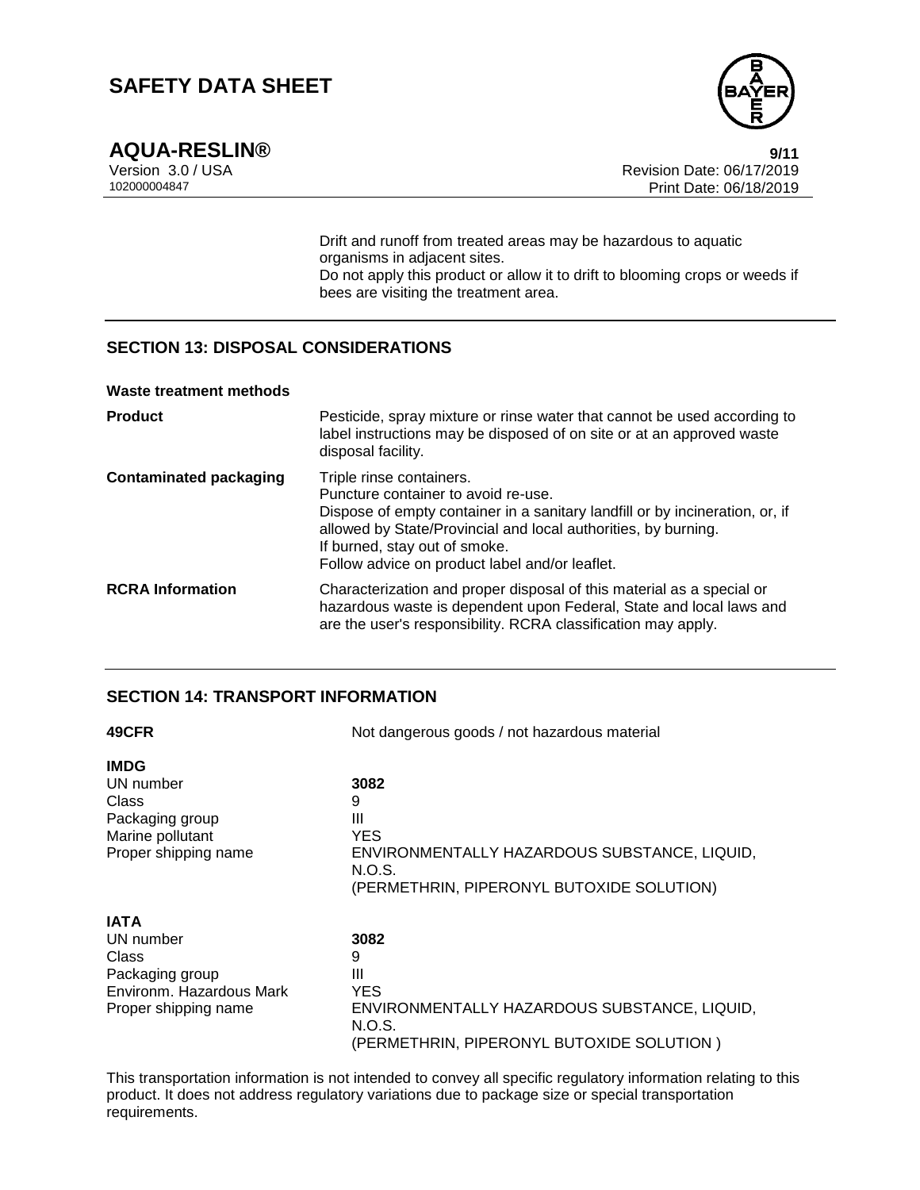Drift and runoff from treated areas may be hazardous to aquatic organisms in adjacent sites.
Do not apply this product or allow it to drift to blooming crops or weeds if bees are visiting the treatment area.

## SECTION 13: DISPOSAL CONSIDERATIONS

**Waste treatment methods**

| | |
|---|---|
| **Product** | Pesticide, spray mixture or rinse water that cannot be used according to label instructions may be disposed of on site or at an approved waste disposal facility. |
| **Contaminated packaging** | Triple rinse containers.<br>Puncture container to avoid re-use.<br>Dispose of empty container in a sanitary landfill or by incineration, or, if allowed by State/Provincial and local authorities, by burning.<br>If burned, stay out of smoke.<br>Follow advice on product label and/or leaflet. |
| **RCRA Information** | Characterization and proper disposal of this material as a special or hazardous waste is dependent upon Federal, State and local laws and are the user's responsibility. RCRA classification may apply. |

## SECTION 14: TRANSPORT INFORMATION

**49CFR** Not dangerous goods / not hazardous material

**IMDG**

| | |
|---|---|
| UN number | **3082** |
| Class | 9 |
| Packaging group | III |
| Marine pollutant | YES |
| Proper shipping name | ENVIRONMENTALLY HAZARDOUS SUBSTANCE, LIQUID, N.O.S.<br>(PERMETHRIN, PIPERONYL BUTOXIDE SOLUTION) |

**IATA**

| | |
|---|---|
| UN number | **3082** |
| Class | 9 |
| Packaging group | III |
| Environm. Hazardous Mark | YES |
| Proper shipping name | ENVIRONMENTALLY HAZARDOUS SUBSTANCE, LIQUID, N.O.S.<br>(PERMETHRIN, PIPERONYL BUTOXIDE SOLUTION ) |

This transportation information is not intended to convey all specific regulatory information relating to this product. It does not address regulatory variations due to package size or special transportation requirements.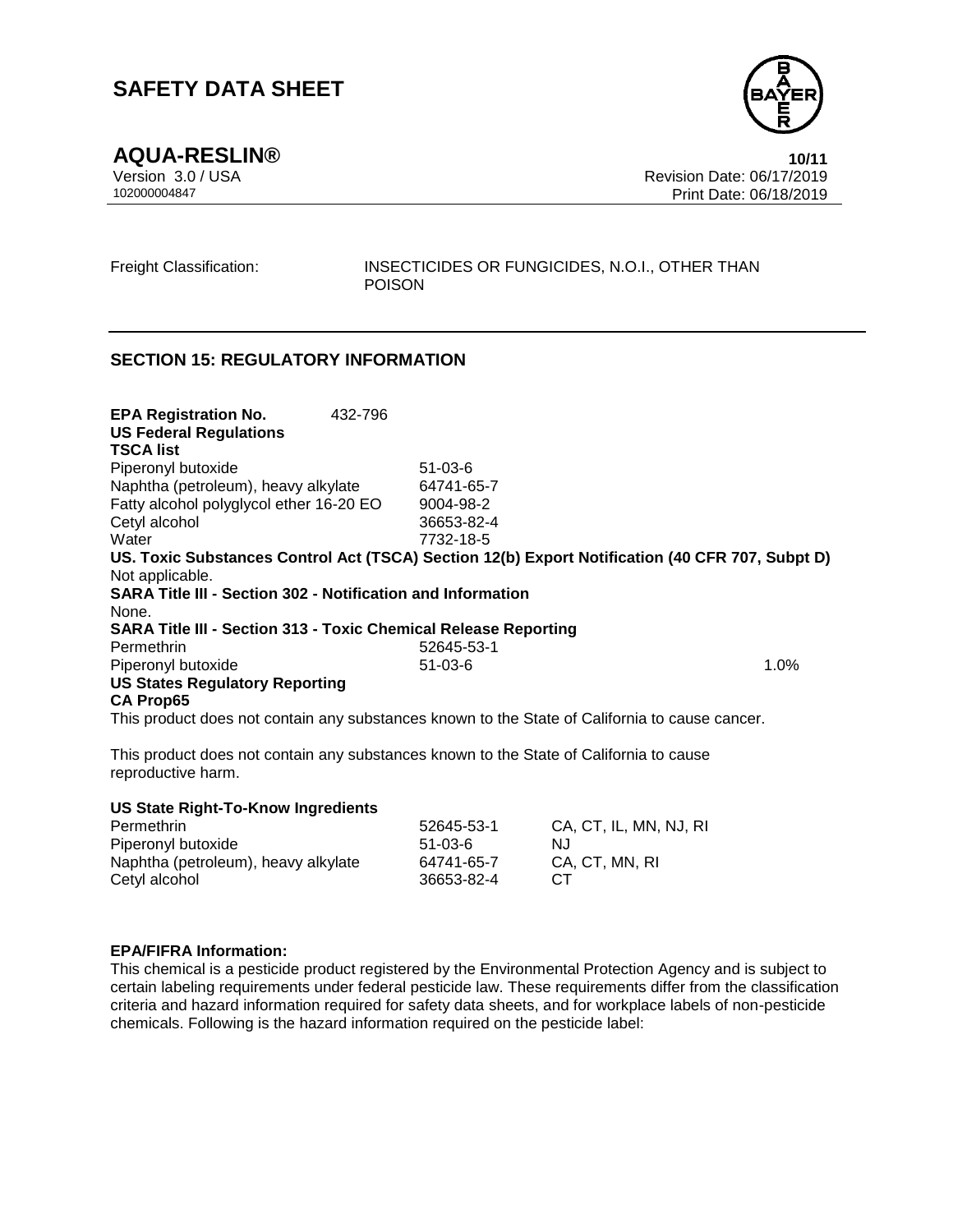Freight Classification: INSECTICIDES OR FUNGICIDES, N.O.I., OTHER THAN POISON

## SECTION 15: REGULATORY INFORMATION

**EPA Registration No.** 432-796

**US Federal Regulations**

**TSCA list**

| | |
|---|---|
| Piperonyl butoxide | 51-03-6 |
| Naphtha (petroleum), heavy alkylate | 64741-65-7 |
| Fatty alcohol polyglycol ether 16-20 EO | 9004-98-2 |
| Cetyl alcohol | 36653-82-4 |
| Water | 7732-18-5 |

**US. Toxic Substances Control Act (TSCA) Section 12(b) Export Notification (40 CFR 707, Subpt D)**

Not applicable.

**SARA Title III - Section 302 - Notification and Information**

None.

**SARA Title III - Section 313 - Toxic Chemical Release Reporting**

| | | |
|---|---|---|
| Permethrin | 52645-53-1 | |
| Piperonyl butoxide | 51-03-6 | 1.0% |

**US States Regulatory Reporting**

**CA Prop65**

This product does not contain any substances known to the State of California to cause cancer.

This product does not contain any substances known to the State of California to cause reproductive harm.

**US State Right-To-Know Ingredients**

| | | |
|---|---|---|
| Permethrin | 52645-53-1 | CA, CT, IL, MN, NJ, RI |
| Piperonyl butoxide | 51-03-6 | NJ |
| Naphtha (petroleum), heavy alkylate | 64741-65-7 | CA, CT, MN, RI |
| Cetyl alcohol | 36653-82-4 | CT |

**EPA/FIFRA Information:**

This chemical is a pesticide product registered by the Environmental Protection Agency and is subject to certain labeling requirements under federal pesticide law. These requirements differ from the classification criteria and hazard information required for safety data sheets, and for workplace labels of non-pesticide chemicals. Following is the hazard information required on the pesticide label: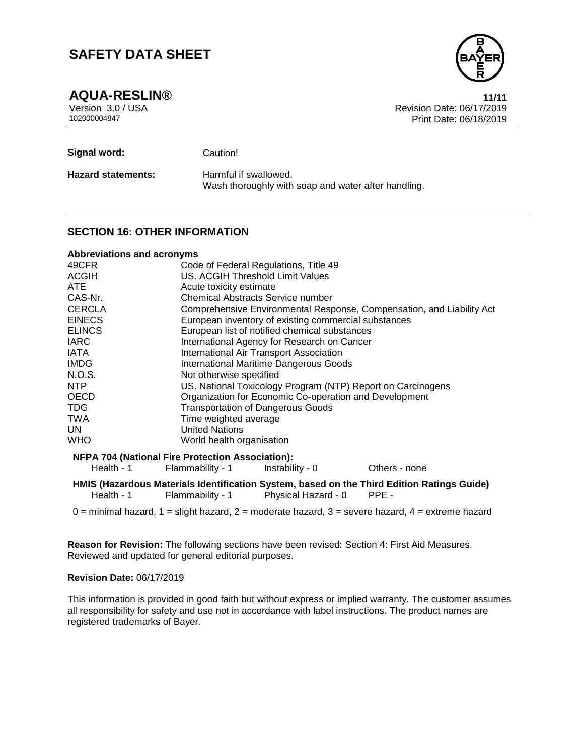**Signal word:** Caution!

**Hazard statements:** Harmful if swallowed.
Wash thoroughly with soap and water after handling.

## SECTION 16: OTHER INFORMATION

### Abbreviations and acronyms

| | |
|---|---|
| 49CFR | Code of Federal Regulations, Title 49 |
| ACGIH | US. ACGIH Threshold Limit Values |
| ATE | Acute toxicity estimate |
| CAS-Nr. | Chemical Abstracts Service number |
| CERCLA | Comprehensive Environmental Response, Compensation, and Liability Act |
| EINECS | European inventory of existing commercial substances |
| ELINCS | European list of notified chemical substances |
| IARC | International Agency for Research on Cancer |
| IATA | International Air Transport Association |
| IMDG | International Maritime Dangerous Goods |
| N.O.S. | Not otherwise specified |
| NTP | US. National Toxicology Program (NTP) Report on Carcinogens |
| OECD | Organization for Economic Co-operation and Development |
| TDG | Transportation of Dangerous Goods |
| TWA | Time weighted average |
| UN | United Nations |
| WHO | World health organisation |

**NFPA 704 (National Fire Protection Association):**

Health - 1    Flammability - 1    Instability - 0    Others - none

**HMIS (Hazardous Materials Identification System, based on the Third Edition Ratings Guide)**

Health - 1    Flammability - 1    Physical Hazard - 0    PPE -

0 = minimal hazard, 1 = slight hazard, 2 = moderate hazard, 3 = severe hazard, 4 = extreme hazard

**Reason for Revision:** The following sections have been revised: Section 4: First Aid Measures. Reviewed and updated for general editorial purposes.

**Revision Date:** 06/17/2019

This information is provided in good faith but without express or implied warranty. The customer assumes all responsibility for safety and use not in accordance with label instructions. The product names are registered trademarks of Bayer.